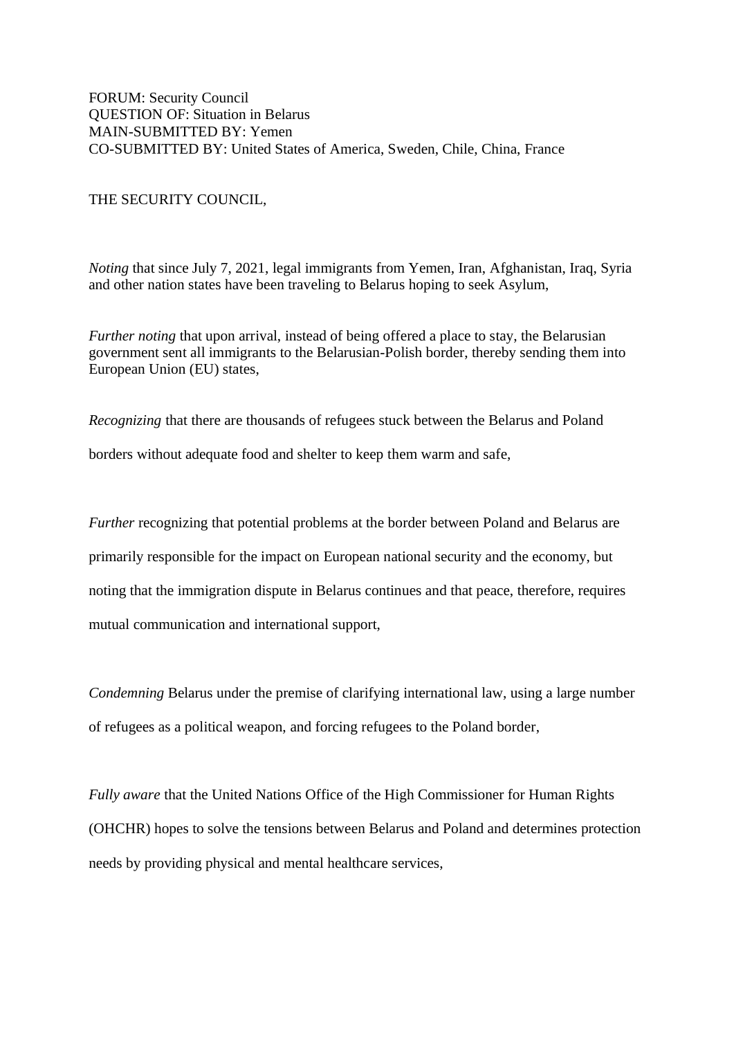FORUM: Security Council
QUESTION OF: Situation in Belarus
MAIN-SUBMITTED BY: Yemen
CO-SUBMITTED BY: United States of America, Sweden, Chile, China, France

THE SECURITY COUNCIL,

*Noting* that since July 7, 2021, legal immigrants from Yemen, Iran, Afghanistan, Iraq, Syria and other nation states have been traveling to Belarus hoping to seek Asylum,

*Further noting* that upon arrival, instead of being offered a place to stay, the Belarusian government sent all immigrants to the Belarusian-Polish border, thereby sending them into European Union (EU) states,

*Recognizing* that there are thousands of refugees stuck between the Belarus and Poland borders without adequate food and shelter to keep them warm and safe,

*Further* recognizing that potential problems at the border between Poland and Belarus are primarily responsible for the impact on European national security and the economy, but noting that the immigration dispute in Belarus continues and that peace, therefore, requires mutual communication and international support,

*Condemning* Belarus under the premise of clarifying international law, using a large number of refugees as a political weapon, and forcing refugees to the Poland border,

*Fully aware* that the United Nations Office of the High Commissioner for Human Rights (OHCHR) hopes to solve the tensions between Belarus and Poland and determines protection needs by providing physical and mental healthcare services,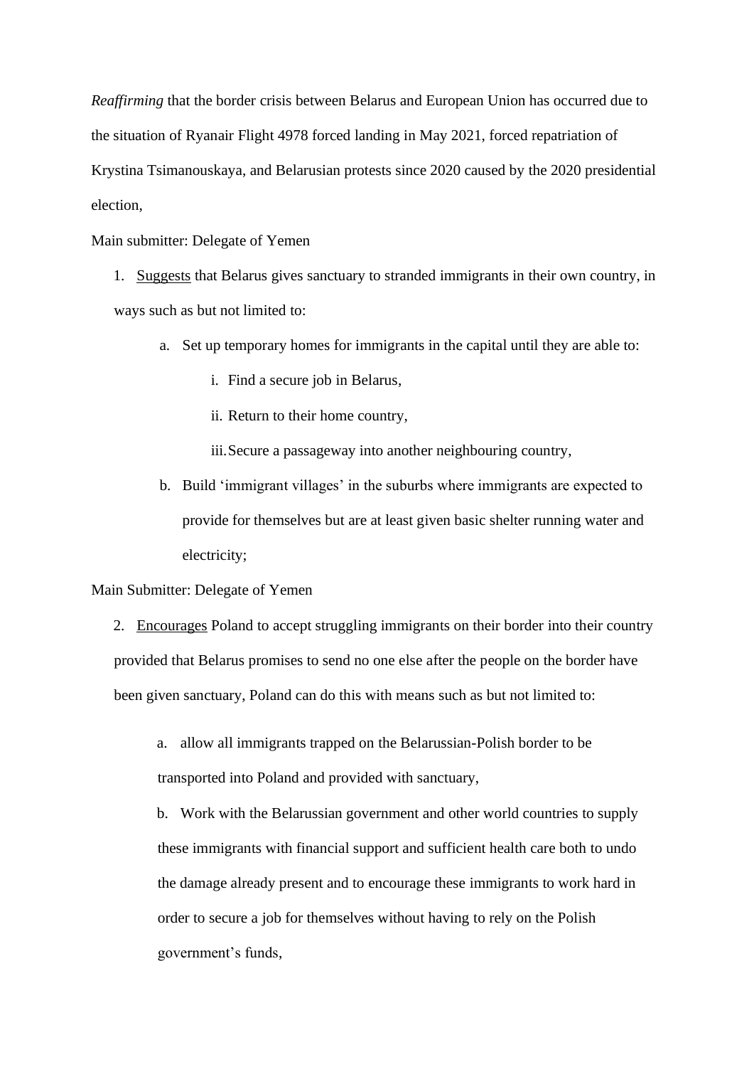*Reaffirming* that the border crisis between Belarus and European Union has occurred due to the situation of Ryanair Flight 4978 forced landing in May 2021, forced repatriation of Krystina Tsimanouskaya, and Belarusian protests since 2020 caused by the 2020 presidential election,

Main submitter: Delegate of Yemen

1. <u>Suggests</u> that Belarus gives sanctuary to stranded immigrants in their own country, in ways such as but not limited to:
    a. Set up temporary homes for immigrants in the capital until they are able to:
        i. Find a secure job in Belarus,
        ii. Return to their home country,
        iii. Secure a passageway into another neighbouring country,
    b. Build 'immigrant villages' in the suburbs where immigrants are expected to provide for themselves but are at least given basic shelter running water and electricity;

Main Submitter: Delegate of Yemen

2. <u>Encourages</u> Poland to accept struggling immigrants on their border into their country provided that Belarus promises to send no one else after the people on the border have been given sanctuary, Poland can do this with means such as but not limited to:
    a. allow all immigrants trapped on the Belarussian-Polish border to be transported into Poland and provided with sanctuary,
    b. Work with the Belarussian government and other world countries to supply these immigrants with financial support and sufficient health care both to undo the damage already present and to encourage these immigrants to work hard in order to secure a job for themselves without having to rely on the Polish government's funds,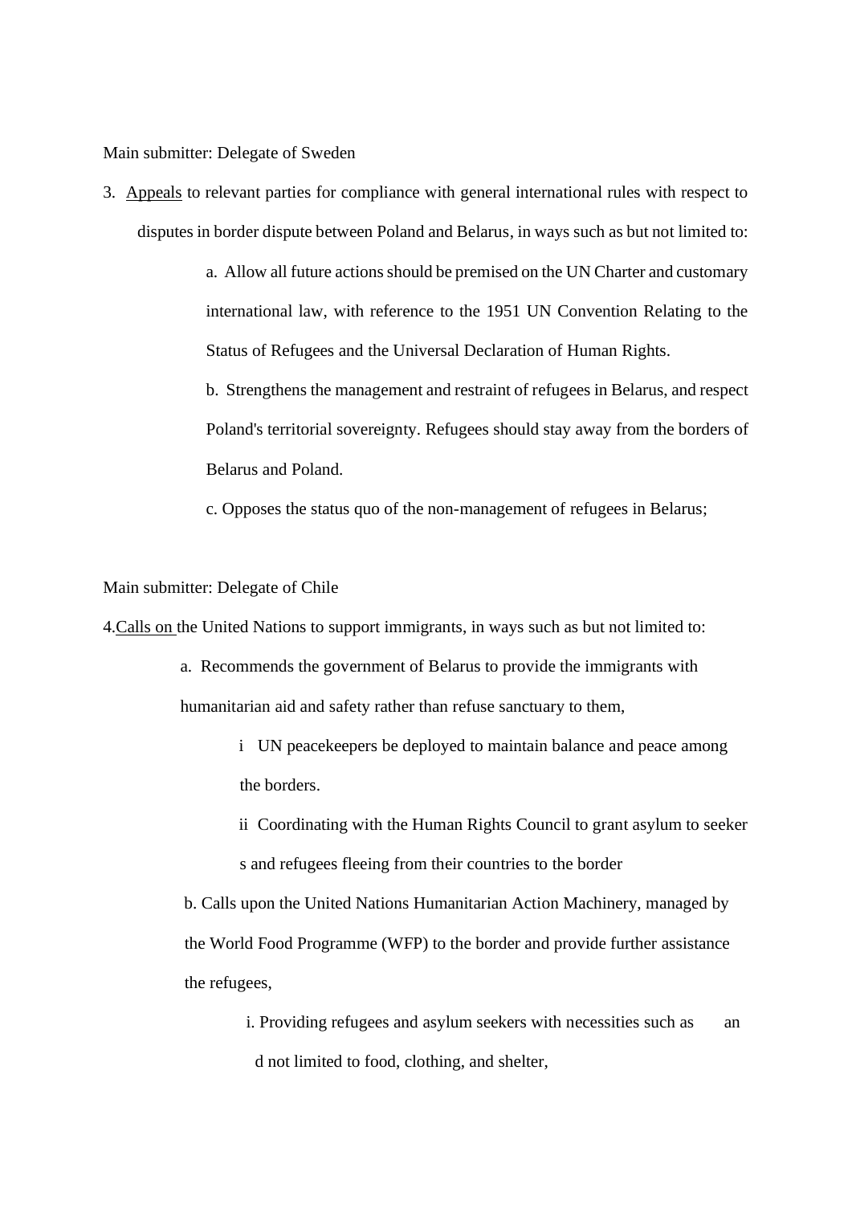Main submitter: Delegate of Sweden

3. Appeals to relevant parties for compliance with general international rules with respect to disputes in border dispute between Poland and Belarus, in ways such as but not limited to:

    a. Allow all future actions should be premised on the UN Charter and customary international law, with reference to the 1951 UN Convention Relating to the Status of Refugees and the Universal Declaration of Human Rights.

    b. Strengthens the management and restraint of refugees in Belarus, and respect Poland's territorial sovereignty. Refugees should stay away from the borders of Belarus and Poland.

    c. Opposes the status quo of the non-management of refugees in Belarus;

Main submitter: Delegate of Chile

4. Calls on the United Nations to support immigrants, in ways such as but not limited to:

    a. Recommends the government of Belarus to provide the immigrants with humanitarian aid and safety rather than refuse sanctuary to them,

        i UN peacekeepers be deployed to maintain balance and peace among the borders.

        ii Coordinating with the Human Rights Council to grant asylum to seeker s and refugees fleeing from their countries to the border

    b. Calls upon the United Nations Humanitarian Action Machinery, managed by the World Food Programme (WFP) to the border and provide further assistance the refugees,

        i. Providing refugees and asylum seekers with necessities such as an d not limited to food, clothing, and shelter,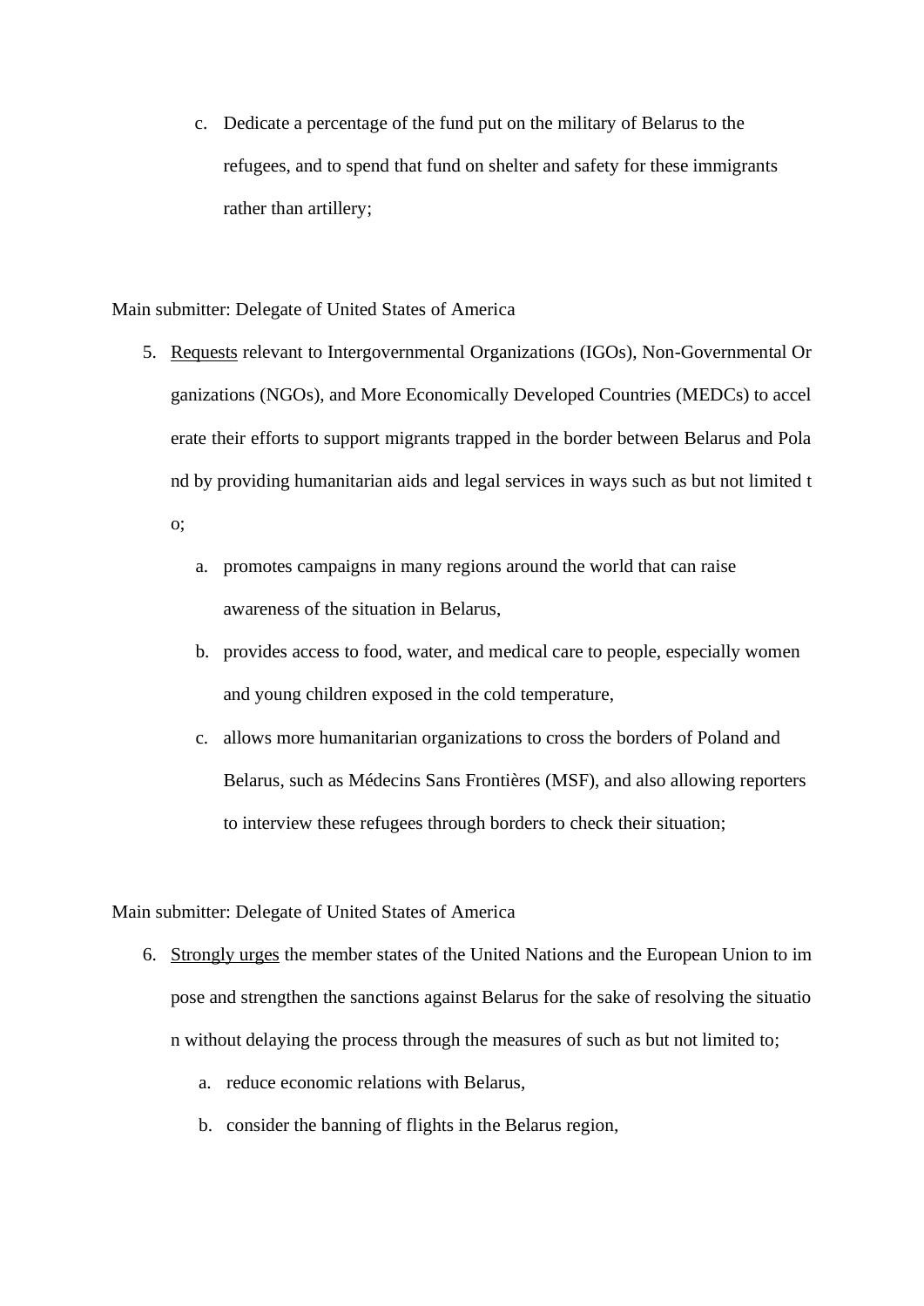c. Dedicate a percentage of the fund put on the military of Belarus to the refugees, and to spend that fund on shelter and safety for these immigrants rather than artillery;

Main submitter: Delegate of United States of America

5. <u>Requests</u> relevant to Intergovernmental Organizations (IGOs), Non-Governmental Organizations (NGOs), and More Economically Developed Countries (MEDCs) to accelerate their efforts to support migrants trapped in the border between Belarus and Poland by providing humanitarian aids and legal services in ways such as but not limited to;
   a. promotes campaigns in many regions around the world that can raise awareness of the situation in Belarus,
   b. provides access to food, water, and medical care to people, especially women and young children exposed in the cold temperature,
   c. allows more humanitarian organizations to cross the borders of Poland and Belarus, such as Médecins Sans Frontières (MSF), and also allowing reporters to interview these refugees through borders to check their situation;

Main submitter: Delegate of United States of America

6. <u>Strongly urges</u> the member states of the United Nations and the European Union to impose and strengthen the sanctions against Belarus for the sake of resolving the situation without delaying the process through the measures of such as but not limited to;
   a. reduce economic relations with Belarus,
   b. consider the banning of flights in the Belarus region,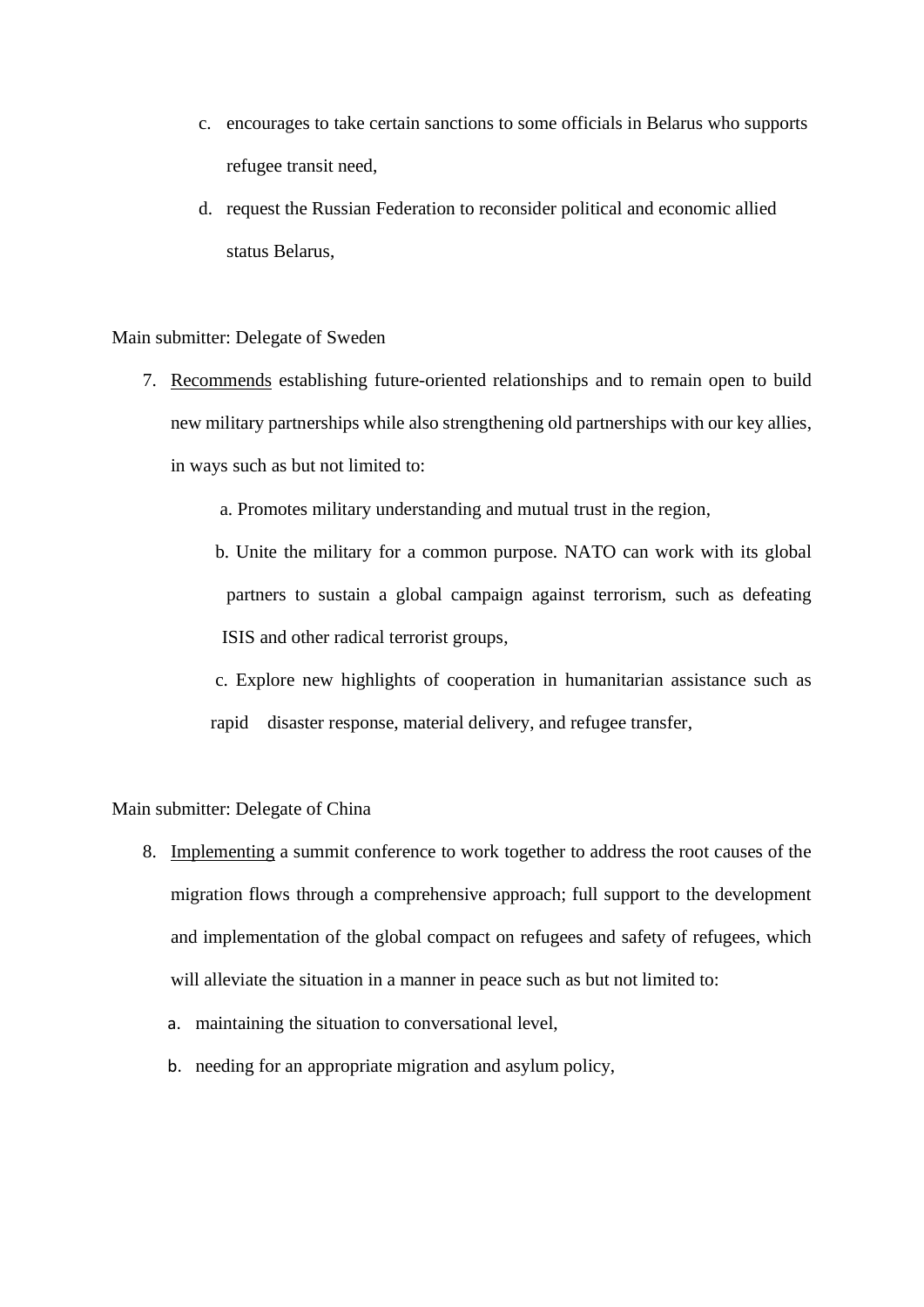c. encourages to take certain sanctions to some officials in Belarus who supports refugee transit need,

d. request the Russian Federation to reconsider political and economic allied status Belarus,

Main submitter: Delegate of Sweden

7. <u>Recommends</u> establishing future-oriented relationships and to remain open to build new military partnerships while also strengthening old partnerships with our key allies, in ways such as but not limited to:

   a. Promotes military understanding and mutual trust in the region,

   b. Unite the military for a common purpose. NATO can work with its global partners to sustain a global campaign against terrorism, such as defeating ISIS and other radical terrorist groups,

   c. Explore new highlights of cooperation in humanitarian assistance such as rapid disaster response, material delivery, and refugee transfer,

Main submitter: Delegate of China

8. <u>Implementing</u> a summit conference to work together to address the root causes of the migration flows through a comprehensive approach; full support to the development and implementation of the global compact on refugees and safety of refugees, which will alleviate the situation in a manner in peace such as but not limited to:

   a. maintaining the situation to conversational level,

   b. needing for an appropriate migration and asylum policy,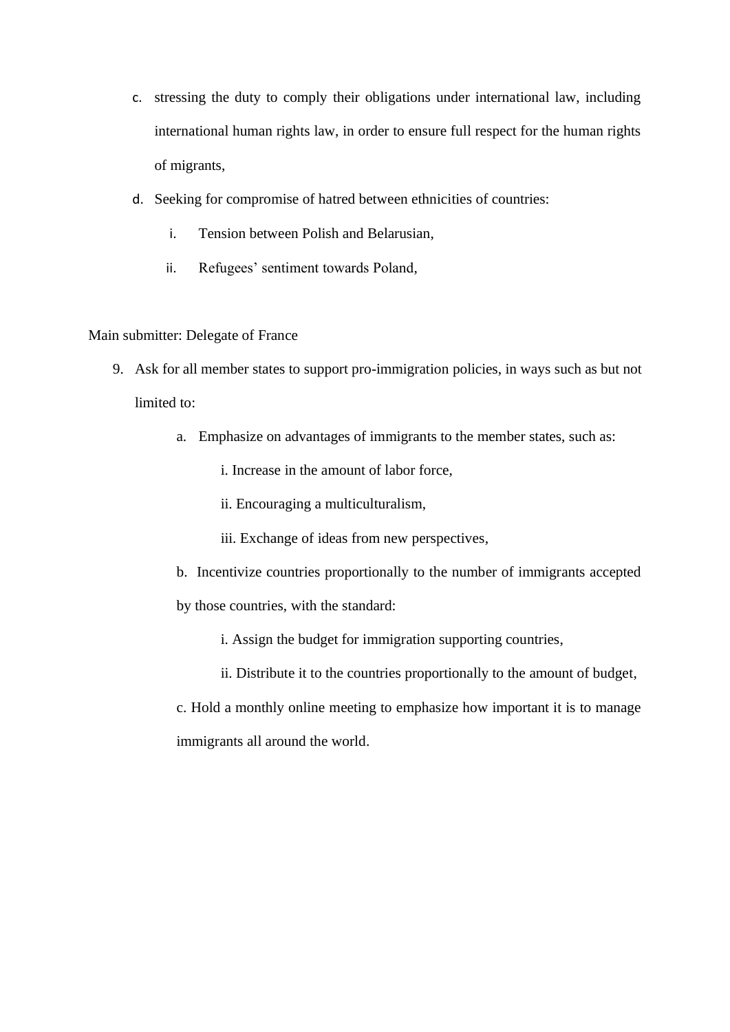c. stressing the duty to comply their obligations under international law, including international human rights law, in order to ensure full respect for the human rights of migrants,

   d. Seeking for compromise of hatred between ethnicities of countries:

      i. Tension between Polish and Belarusian,

      ii. Refugees' sentiment towards Poland,

Main submitter: Delegate of France

9. Ask for all member states to support pro-immigration policies, in ways such as but not limited to:

   a. Emphasize on advantages of immigrants to the member states, such as:

      i. Increase in the amount of labor force,

      ii. Encouraging a multiculturalism,

      iii. Exchange of ideas from new perspectives,

   b. Incentivize countries proportionally to the number of immigrants accepted by those countries, with the standard:

      i. Assign the budget for immigration supporting countries,

      ii. Distribute it to the countries proportionally to the amount of budget,

   c. Hold a monthly online meeting to emphasize how important it is to manage immigrants all around the world.